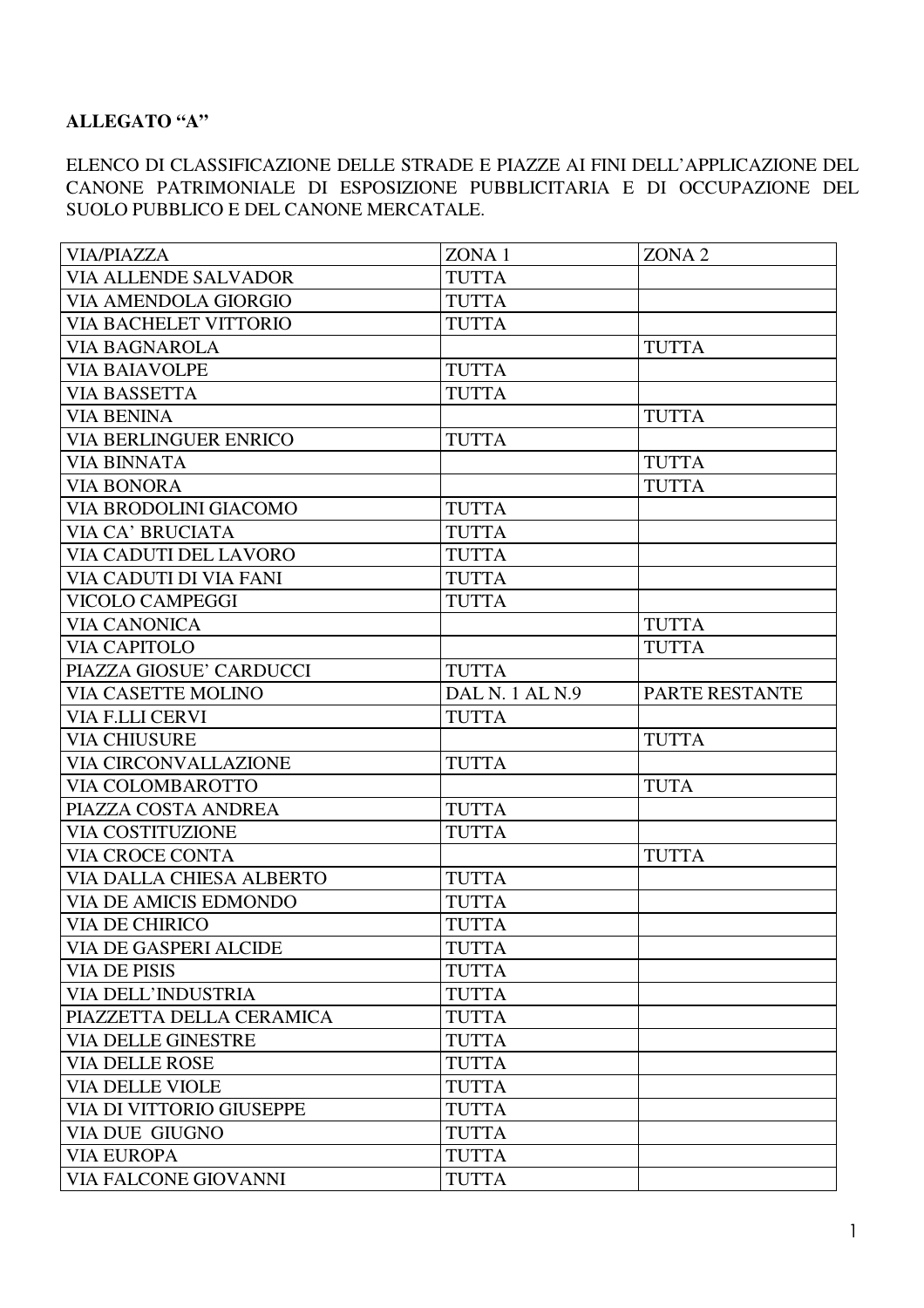**ALLEGATO "A"**

ELENCO DI CLASSIFICAZIONE DELLE STRADE E PIAZZE AI FINI DELL'APPLICAZIONE DEL CANONE PATRIMONIALE DI ESPOSIZIONE PUBBLICITARIA E DI OCCUPAZIONE DEL SUOLO PUBBLICO E DEL CANONE MERCATALE.

| VIA/PIAZZA | ZONA 1 | ZONA 2 |
|---|---|---|
| VIA ALLENDE SALVADOR | TUTTA | |
| VIA AMENDOLA GIORGIO | TUTTA | |
| VIA BACHELET VITTORIO | TUTTA | |
| VIA BAGNAROLA | | TUTTA |
| VIA BAIAVOLPE | TUTTA | |
| VIA BASSETTA | TUTTA | |
| VIA BENINA | | TUTTA |
| VIA BERLINGUER ENRICO | TUTTA | |
| VIA BINNATA | | TUTTA |
| VIA BONORA | | TUTTA |
| VIA BRODOLINI GIACOMO | TUTTA | |
| VIA CA' BRUCIATA | TUTTA | |
| VIA CADUTI DEL LAVORO | TUTTA | |
| VIA CADUTI DI VIA FANI | TUTTA | |
| VICOLO CAMPEGGI | TUTTA | |
| VIA CANONICA | | TUTTA |
| VIA CAPITOLO | | TUTTA |
| PIAZZA GIOSUE' CARDUCCI | TUTTA | |
| VIA CASETTE MOLINO | DAL N. 1 AL N.9 | PARTE RESTANTE |
| VIA F.LLI CERVI | TUTTA | |
| VIA CHIUSURE | | TUTTA |
| VIA CIRCONVALLAZIONE | TUTTA | |
| VIA COLOMBAROTTO | | TUTA |
| PIAZZA COSTA ANDREA | TUTTA | |
| VIA COSTITUZIONE | TUTTA | |
| VIA CROCE CONTA | | TUTTA |
| VIA DALLA CHIESA ALBERTO | TUTTA | |
| VIA DE AMICIS EDMONDO | TUTTA | |
| VIA DE CHIRICO | TUTTA | |
| VIA DE GASPERI ALCIDE | TUTTA | |
| VIA DE PISIS | TUTTA | |
| VIA DELL'INDUSTRIA | TUTTA | |
| PIAZZETTA DELLA CERAMICA | TUTTA | |
| VIA DELLE GINESTRE | TUTTA | |
| VIA DELLE ROSE | TUTTA | |
| VIA DELLE VIOLE | TUTTA | |
| VIA DI VITTORIO GIUSEPPE | TUTTA | |
| VIA DUE GIUGNO | TUTTA | |
| VIA EUROPA | TUTTA | |
| VIA FALCONE GIOVANNI | TUTTA | |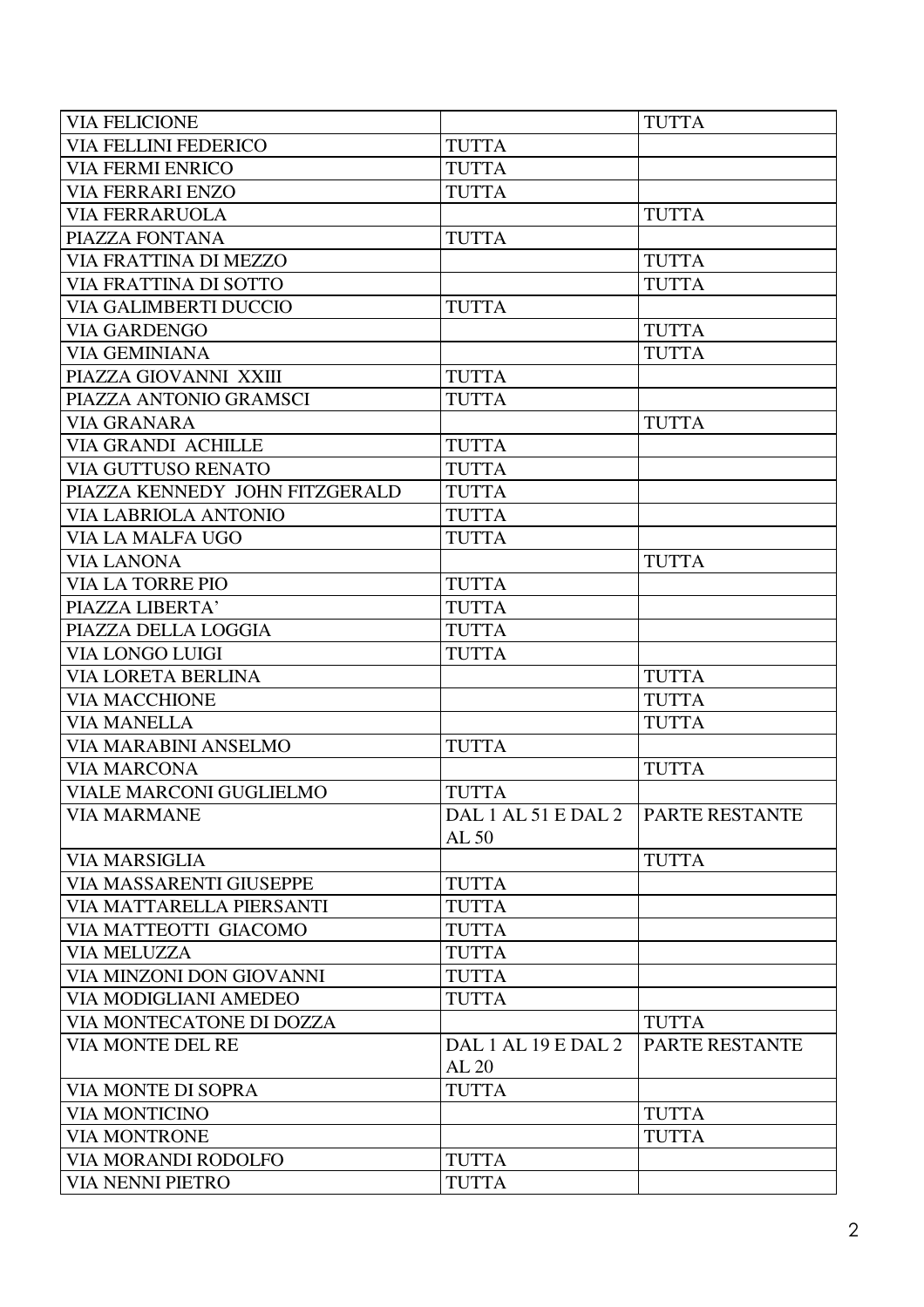| VIA FELICIONE | | TUTTA |
|---|---|---|
| VIA FELLINI FEDERICO | TUTTA | |
| VIA FERMI ENRICO | TUTTA | |
| VIA FERRARI ENZO | TUTTA | |
| VIA FERRARUOLA | | TUTTA |
| PIAZZA FONTANA | TUTTA | |
| VIA FRATTINA DI MEZZO | | TUTTA |
| VIA FRATTINA DI SOTTO | | TUTTA |
| VIA GALIMBERTI DUCCIO | TUTTA | |
| VIA GARDENGO | | TUTTA |
| VIA GEMINIANA | | TUTTA |
| PIAZZA GIOVANNI XXIII | TUTTA | |
| PIAZZA ANTONIO GRAMSCI | TUTTA | |
| VIA GRANARA | | TUTTA |
| VIA GRANDI ACHILLE | TUTTA | |
| VIA GUTTUSO RENATO | TUTTA | |
| PIAZZA KENNEDY JOHN FITZGERALD | TUTTA | |
| VIA LABRIOLA ANTONIO | TUTTA | |
| VIA LA MALFA UGO | TUTTA | |
| VIA LANONA | | TUTTA |
| VIA LA TORRE PIO | TUTTA | |
| PIAZZA LIBERTA’ | TUTTA | |
| PIAZZA DELLA LOGGIA | TUTTA | |
| VIA LONGO LUIGI | TUTTA | |
| VIA LORETA BERLINA | | TUTTA |
| VIA MACCHIONE | | TUTTA |
| VIA MANELLA | | TUTTA |
| VIA MARABINI ANSELMO | TUTTA | |
| VIA MARCONA | | TUTTA |
| VIALE MARCONI GUGLIELMO | TUTTA | |
| VIA MARMANE | DAL 1 AL 51 E DAL 2 AL 50 | PARTE RESTANTE |
| VIA MARSIGLIA | | TUTTA |
| VIA MASSARENTI GIUSEPPE | TUTTA | |
| VIA MATTARELLA PIERSANTI | TUTTA | |
| VIA MATTEOTTI GIACOMO | TUTTA | |
| VIA MELUZZA | TUTTA | |
| VIA MINZONI DON GIOVANNI | TUTTA | |
| VIA MODIGLIANI AMEDEO | TUTTA | |
| VIA MONTECATONE DI DOZZA | | TUTTA |
| VIA MONTE DEL RE | DAL 1 AL 19 E DAL 2 AL 20 | PARTE RESTANTE |
| VIA MONTE DI SOPRA | TUTTA | |
| VIA MONTICINO | | TUTTA |
| VIA MONTRONE | | TUTTA |
| VIA MORANDI RODOLFO | TUTTA | |
| VIA NENNI PIETRO | TUTTA | |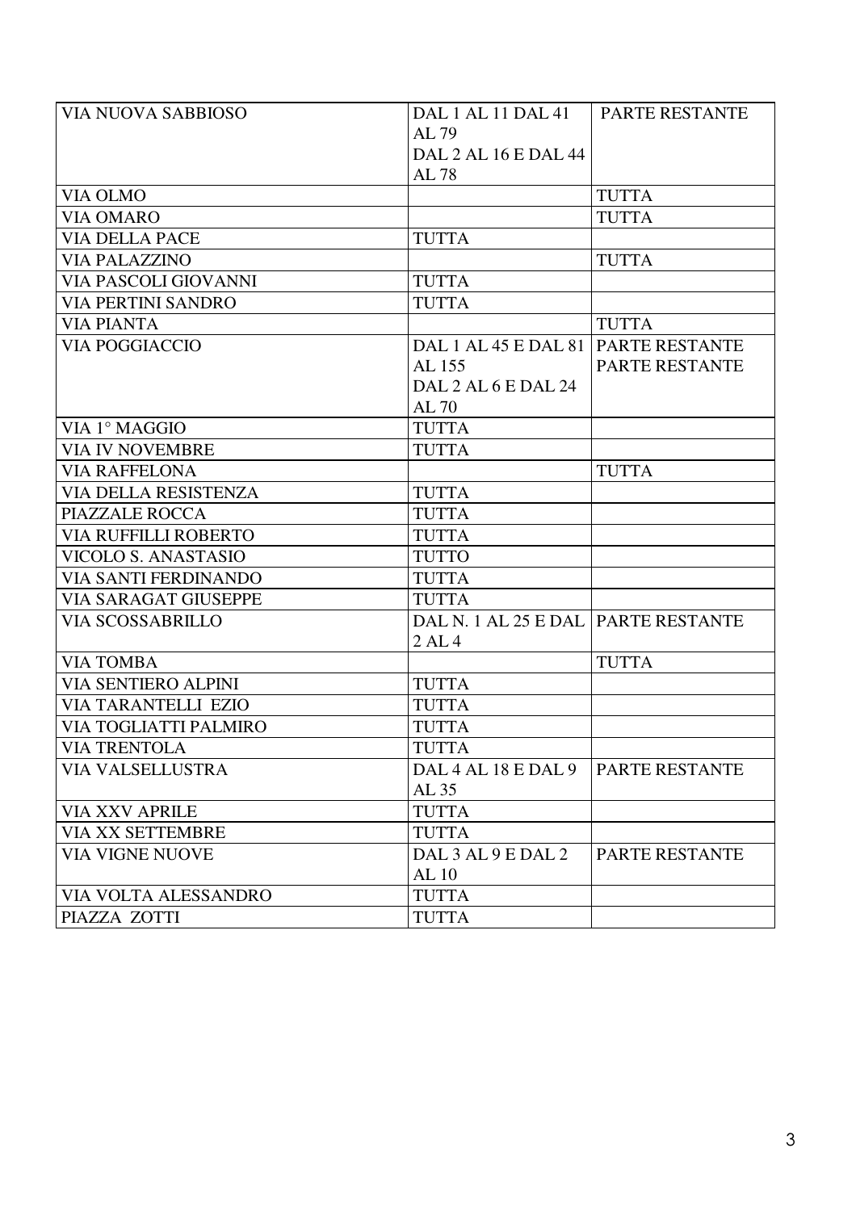| | | |
|---|---|---|
| VIA NUOVA SABBIOSO | DAL 1 AL 11 DAL 41 AL 79 DAL 2 AL 16 E DAL 44 AL 78 | PARTE RESTANTE |
| VIA OLMO | | TUTTA |
| VIA OMARO | | TUTTA |
| VIA DELLA PACE | TUTTA | |
| VIA PALAZZINO | | TUTTA |
| VIA PASCOLI GIOVANNI | TUTTA | |
| VIA PERTINI SANDRO | TUTTA | |
| VIA PIANTA | | TUTTA |
| VIA POGGIACCIO | DAL 1 AL 45 E DAL 81 AL 155 DAL 2 AL 6 E DAL 24 AL 70 | PARTE RESTANTE PARTE RESTANTE |
| VIA 1° MAGGIO | TUTTA | |
| VIA IV NOVEMBRE | TUTTA | |
| VIA RAFFELONA | | TUTTA |
| VIA DELLA RESISTENZA | TUTTA | |
| PIAZZALE ROCCA | TUTTA | |
| VIA RUFFILLI ROBERTO | TUTTA | |
| VICOLO S. ANASTASIO | TUTTO | |
| VIA SANTI FERDINANDO | TUTTA | |
| VIA SARAGAT GIUSEPPE | TUTTA | |
| VIA SCOSSABRILLO | DAL N. 1 AL 25 E DAL 2 AL 4 | PARTE RESTANTE |
| VIA TOMBA | | TUTTA |
| VIA SENTIERO ALPINI | TUTTA | |
| VIA TARANTELLI EZIO | TUTTA | |
| VIA TOGLIATTI PALMIRO | TUTTA | |
| VIA TRENTOLA | TUTTA | |
| VIA VALSELLUSTRA | DAL 4 AL 18 E DAL 9 AL 35 | PARTE RESTANTE |
| VIA XXV APRILE | TUTTA | |
| VIA XX SETTEMBRE | TUTTA | |
| VIA VIGNE NUOVE | DAL 3 AL 9 E DAL 2 AL 10 | PARTE RESTANTE |
| VIA VOLTA ALESSANDRO | TUTTA | |
| PIAZZA ZOTTI | TUTTA | |